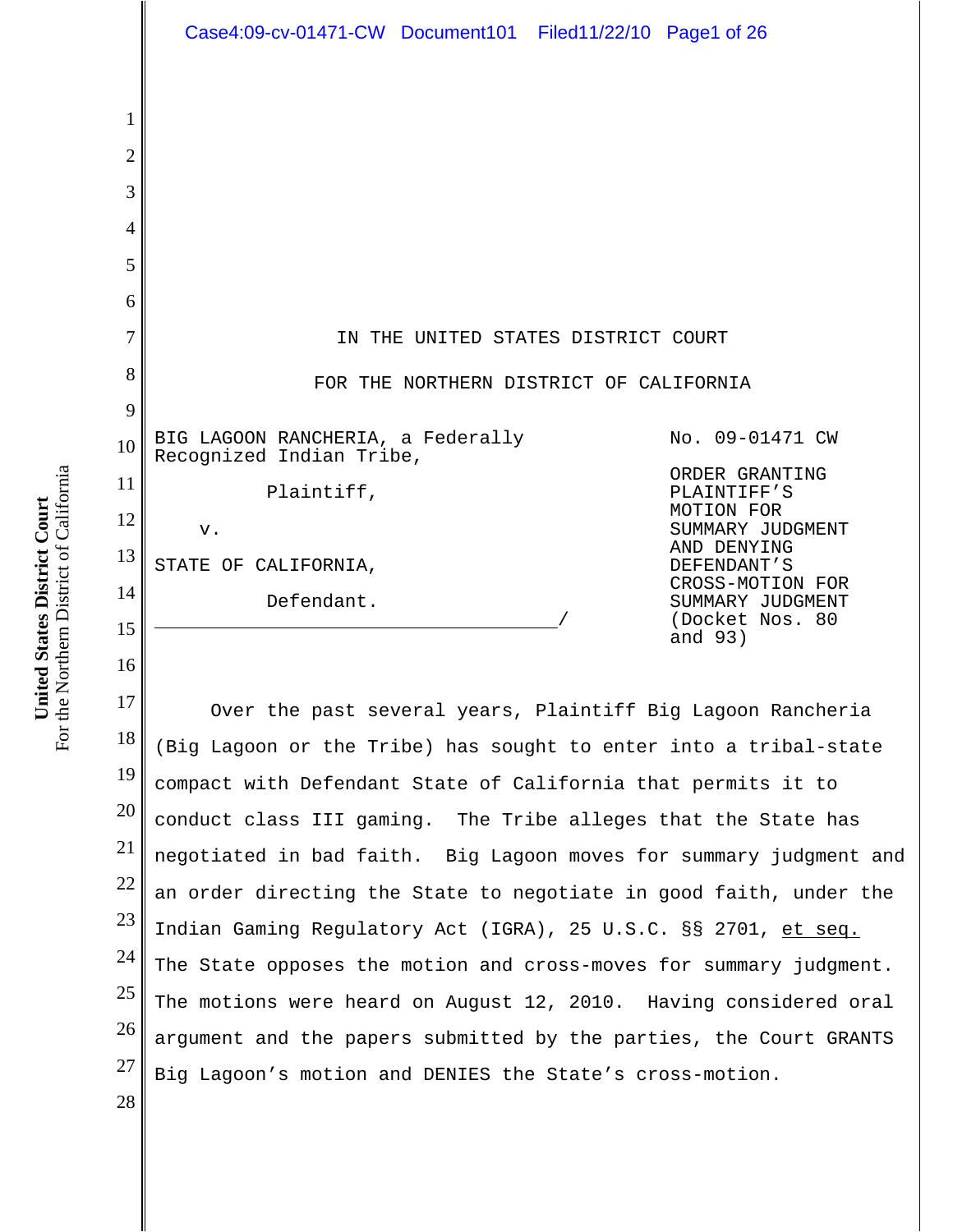IN THE UNITED STATES DISTRICT COURT

FOR THE NORTHERN DISTRICT OF CALIFORNIA

BIG LAGOON RANCHERIA, a Federally Recognized Indian Tribe,

Plaintiff,

v.

STATE OF CALIFORNIA,

Defendant.

No. 09-01471 CW

ORDER GRANTING PLAINTIFF'S MOTION FOR SUMMARY JUDGMENT AND DENYING DEFENDANT'S CROSS-MOTION FOR SUMMARY JUDGMENT (Docket Nos. 80 and 93)

Over the past several years, Plaintiff Big Lagoon Rancheria (Big Lagoon or the Tribe) has sought to enter into a tribal-state compact with Defendant State of California that permits it to conduct class III gaming. The Tribe alleges that the State has negotiated in bad faith. Big Lagoon moves for summary judgment and an order directing the State to negotiate in good faith, under the Indian Gaming Regulatory Act (IGRA), 25 U.S.C. §§ 2701, et seq. The State opposes the motion and cross-moves for summary judgment. The motions were heard on August 12, 2010. Having considered oral argument and the papers submitted by the parties, the Court GRANTS Big Lagoon's motion and DENIES the State's cross-motion.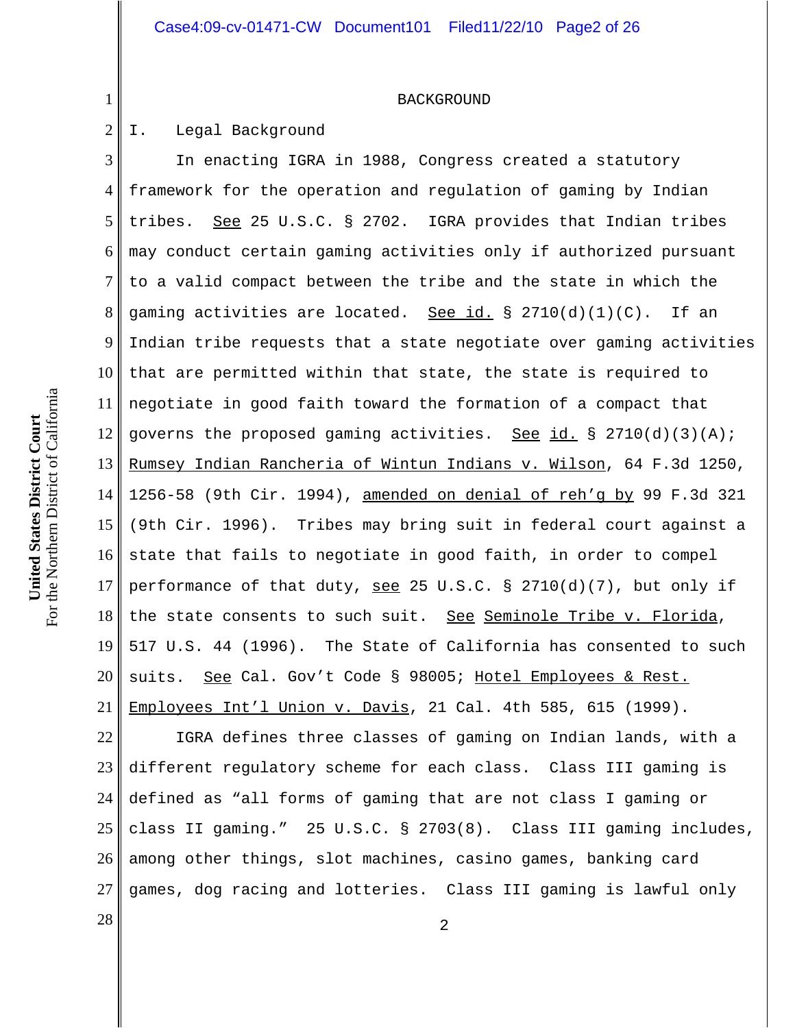BACKGROUND

I. Legal Background

In enacting IGRA in 1988, Congress created a statutory framework for the operation and regulation of gaming by Indian tribes. See 25 U.S.C. § 2702. IGRA provides that Indian tribes may conduct certain gaming activities only if authorized pursuant to a valid compact between the tribe and the state in which the gaming activities are located. See id. § 2710(d)(1)(C). If an Indian tribe requests that a state negotiate over gaming activities that are permitted within that state, the state is required to negotiate in good faith toward the formation of a compact that governs the proposed gaming activities. See id. § 2710(d)(3)(A); Rumsey Indian Rancheria of Wintun Indians v. Wilson, 64 F.3d 1250, 1256-58 (9th Cir. 1994), amended on denial of reh'g by 99 F.3d 321 (9th Cir. 1996). Tribes may bring suit in federal court against a state that fails to negotiate in good faith, in order to compel performance of that duty, see 25 U.S.C. § 2710(d)(7), but only if the state consents to such suit. See Seminole Tribe v. Florida, 517 U.S. 44 (1996). The State of California has consented to such suits. See Cal. Gov't Code § 98005; Hotel Employees & Rest. Employees Int'l Union v. Davis, 21 Cal. 4th 585, 615 (1999).

IGRA defines three classes of gaming on Indian lands, with a different regulatory scheme for each class. Class III gaming is defined as "all forms of gaming that are not class I gaming or class II gaming." 25 U.S.C. § 2703(8). Class III gaming includes, among other things, slot machines, casino games, banking card games, dog racing and lotteries. Class III gaming is lawful only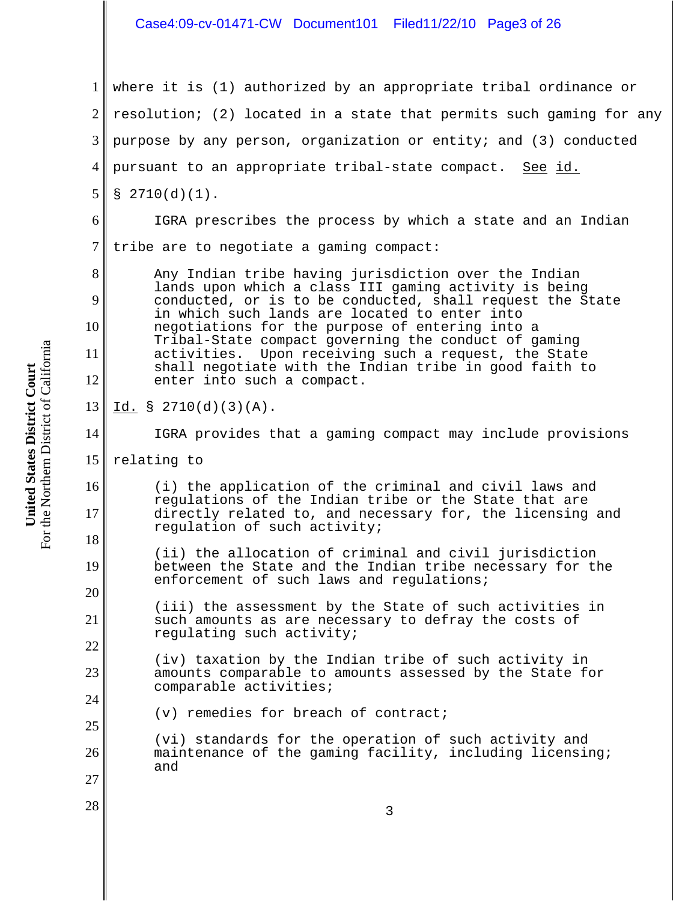where it is (1) authorized by an appropriate tribal ordinance or resolution; (2) located in a state that permits such gaming for any purpose by any person, organization or entity; and (3) conducted pursuant to an appropriate tribal-state compact. See id. § 2710(d)(1).

IGRA prescribes the process by which a state and an Indian tribe are to negotiate a gaming compact:

> Any Indian tribe having jurisdiction over the Indian lands upon which a class III gaming activity is being conducted, or is to be conducted, shall request the State in which such lands are located to enter into negotiations for the purpose of entering into a Tribal-State compact governing the conduct of gaming activities. Upon receiving such a request, the State shall negotiate with the Indian tribe in good faith to enter into such a compact.

Id. § 2710(d)(3)(A).

IGRA provides that a gaming compact may include provisions relating to

> (i) the application of the criminal and civil laws and regulations of the Indian tribe or the State that are directly related to, and necessary for, the licensing and regulation of such activity;
>
> (ii) the allocation of criminal and civil jurisdiction between the State and the Indian tribe necessary for the enforcement of such laws and regulations;
>
> (iii) the assessment by the State of such activities in such amounts as are necessary to defray the costs of regulating such activity;
>
> (iv) taxation by the Indian tribe of such activity in amounts comparable to amounts assessed by the State for comparable activities;
>
> (v) remedies for breach of contract;
>
> (vi) standards for the operation of such activity and maintenance of the gaming facility, including licensing; and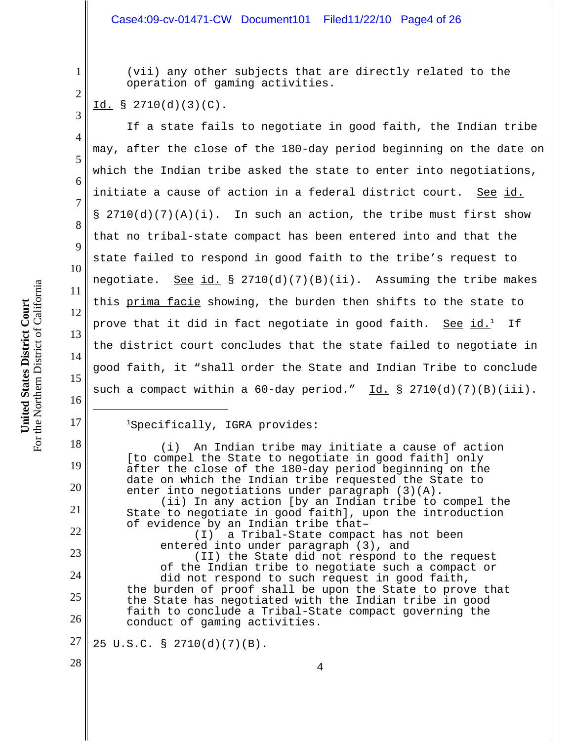> (vii) any other subjects that are directly related to the operation of gaming activities.

Id. § 2710(d)(3)(C).

If a state fails to negotiate in good faith, the Indian tribe may, after the close of the 180-day period beginning on the date on which the Indian tribe asked the state to enter into negotiations, initiate a cause of action in a federal district court. See id. § 2710(d)(7)(A)(i). In such an action, the tribe must first show that no tribal-state compact has been entered into and that the state failed to respond in good faith to the tribe's request to negotiate. See id. § 2710(d)(7)(B)(ii). Assuming the tribe makes this prima facie showing, the burden then shifts to the state to prove that it did in fact negotiate in good faith. See id.[1] If the district court concludes that the state failed to negotiate in good faith, it "shall order the State and Indian Tribe to conclude such a compact within a 60-day period." Id. § 2710(d)(7)(B)(iii).

---

[1] Specifically, IGRA provides:

> (i) An Indian tribe may initiate a cause of action [to compel the State to negotiate in good faith] only after the close of the 180-day period beginning on the date on which the Indian tribe requested the State to enter into negotiations under paragraph (3)(A).
>
> (ii) In any action [by an Indian tribe to compel the State to negotiate in good faith], upon the introduction of evidence by an Indian tribe that–
>
> > (I) a Tribal-State compact has not been entered into under paragraph (3), and
> >
> > (II) the State did not respond to the request of the Indian tribe to negotiate such a compact or did not respond to such request in good faith,
>
> the burden of proof shall be upon the State to prove that the State has negotiated with the Indian tribe in good faith to conclude a Tribal-State compact governing the conduct of gaming activities.

25 U.S.C. § 2710(d)(7)(B).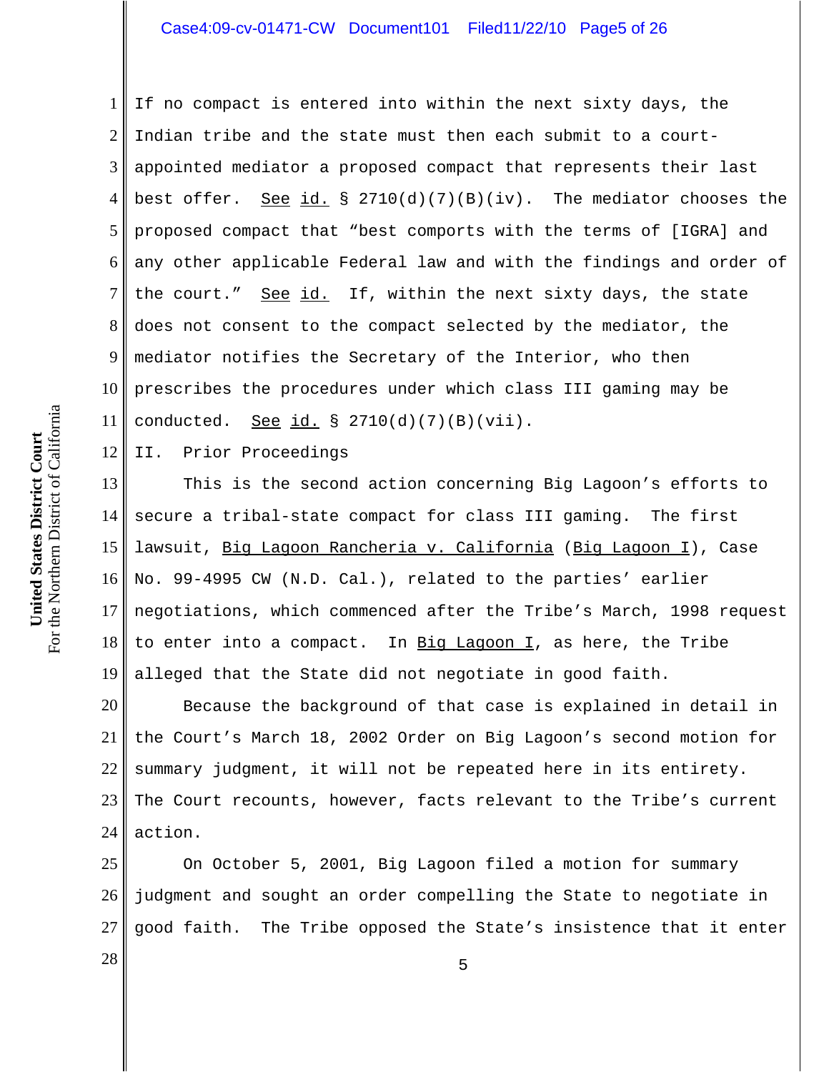If no compact is entered into within the next sixty days, the Indian tribe and the state must then each submit to a court-appointed mediator a proposed compact that represents their last best offer. See id. § 2710(d)(7)(B)(iv). The mediator chooses the proposed compact that "best comports with the terms of [IGRA] and any other applicable Federal law and with the findings and order of the court." See id. If, within the next sixty days, the state does not consent to the compact selected by the mediator, the mediator notifies the Secretary of the Interior, who then prescribes the procedures under which class III gaming may be conducted. See id. § 2710(d)(7)(B)(vii).

## II. Prior Proceedings

This is the second action concerning Big Lagoon's efforts to secure a tribal-state compact for class III gaming. The first lawsuit, Big Lagoon Rancheria v. California (Big Lagoon I), Case No. 99-4995 CW (N.D. Cal.), related to the parties' earlier negotiations, which commenced after the Tribe's March, 1998 request to enter into a compact. In Big Lagoon I, as here, the Tribe alleged that the State did not negotiate in good faith.

Because the background of that case is explained in detail in the Court's March 18, 2002 Order on Big Lagoon's second motion for summary judgment, it will not be repeated here in its entirety. The Court recounts, however, facts relevant to the Tribe's current action.

On October 5, 2001, Big Lagoon filed a motion for summary judgment and sought an order compelling the State to negotiate in good faith. The Tribe opposed the State's insistence that it enter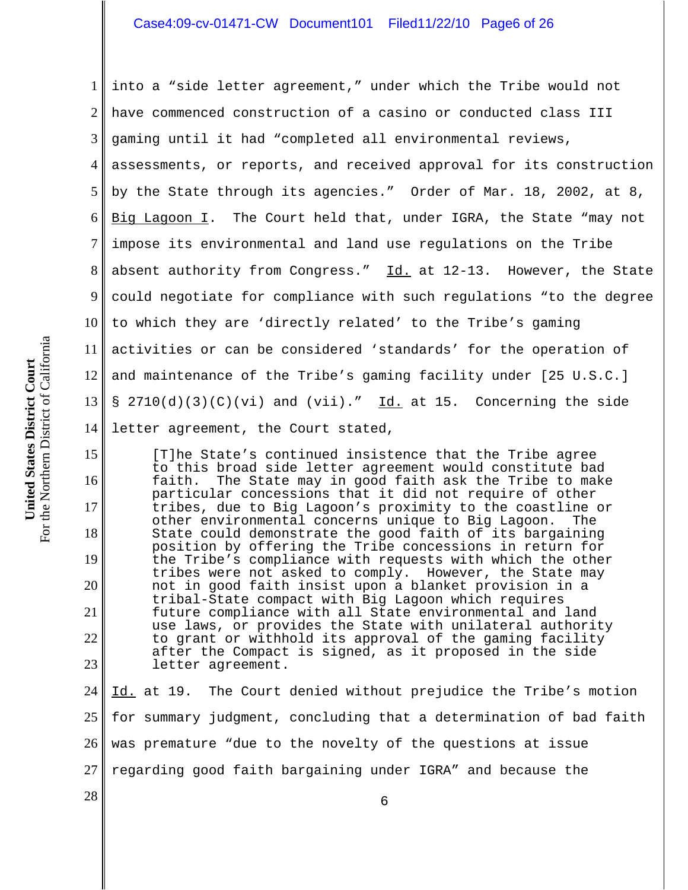into a "side letter agreement," under which the Tribe would not have commenced construction of a casino or conducted class III gaming until it had "completed all environmental reviews, assessments, or reports, and received approval for its construction by the State through its agencies." Order of Mar. 18, 2002, at 8, Big Lagoon I. The Court held that, under IGRA, the State "may not impose its environmental and land use regulations on the Tribe absent authority from Congress." Id. at 12-13. However, the State could negotiate for compliance with such regulations "to the degree to which they are 'directly related' to the Tribe's gaming activities or can be considered 'standards' for the operation of and maintenance of the Tribe's gaming facility under [25 U.S.C.] § 2710(d)(3)(C)(vi) and (vii)." Id. at 15. Concerning the side letter agreement, the Court stated,

> [T]he State's continued insistence that the Tribe agree to this broad side letter agreement would constitute bad faith. The State may in good faith ask the Tribe to make particular concessions that it did not require of other tribes, due to Big Lagoon's proximity to the coastline or other environmental concerns unique to Big Lagoon. The State could demonstrate the good faith of its bargaining position by offering the Tribe concessions in return for the Tribe's compliance with requests with which the other tribes were not asked to comply. However, the State may not in good faith insist upon a blanket provision in a tribal-State compact with Big Lagoon which requires future compliance with all State environmental and land use laws, or provides the State with unilateral authority to grant or withhold its approval of the gaming facility after the Compact is signed, as it proposed in the side letter agreement.

Id. at 19. The Court denied without prejudice the Tribe's motion for summary judgment, concluding that a determination of bad faith was premature "due to the novelty of the questions at issue regarding good faith bargaining under IGRA" and because the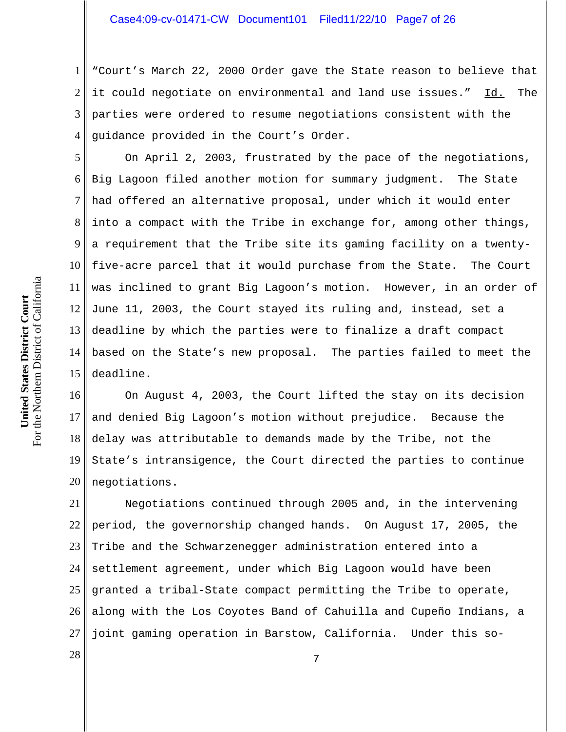"Court's March 22, 2000 Order gave the State reason to believe that it could negotiate on environmental and land use issues." Id. The parties were ordered to resume negotiations consistent with the guidance provided in the Court's Order.

On April 2, 2003, frustrated by the pace of the negotiations, Big Lagoon filed another motion for summary judgment. The State had offered an alternative proposal, under which it would enter into a compact with the Tribe in exchange for, among other things, a requirement that the Tribe site its gaming facility on a twenty-five-acre parcel that it would purchase from the State. The Court was inclined to grant Big Lagoon's motion. However, in an order of June 11, 2003, the Court stayed its ruling and, instead, set a deadline by which the parties were to finalize a draft compact based on the State's new proposal. The parties failed to meet the deadline.

On August 4, 2003, the Court lifted the stay on its decision and denied Big Lagoon's motion without prejudice. Because the delay was attributable to demands made by the Tribe, not the State's intransigence, the Court directed the parties to continue negotiations.

Negotiations continued through 2005 and, in the intervening period, the governorship changed hands. On August 17, 2005, the Tribe and the Schwarzenegger administration entered into a settlement agreement, under which Big Lagoon would have been granted a tribal-State compact permitting the Tribe to operate, along with the Los Coyotes Band of Cahuilla and Cupeño Indians, a joint gaming operation in Barstow, California. Under this so-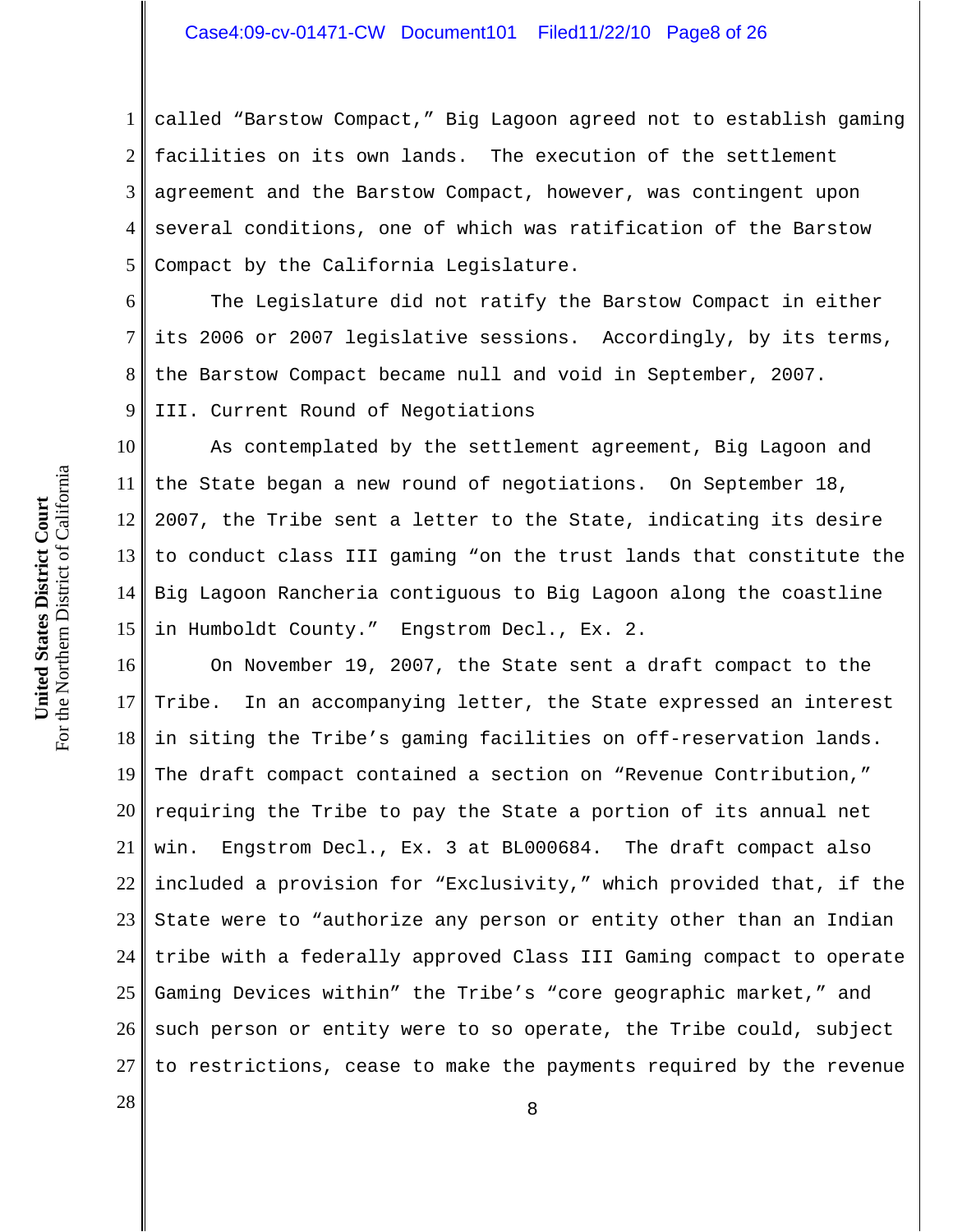called “Barstow Compact,” Big Lagoon agreed not to establish gaming facilities on its own lands. The execution of the settlement agreement and the Barstow Compact, however, was contingent upon several conditions, one of which was ratification of the Barstow Compact by the California Legislature.

The Legislature did not ratify the Barstow Compact in either its 2006 or 2007 legislative sessions. Accordingly, by its terms, the Barstow Compact became null and void in September, 2007.

III. Current Round of Negotiations

As contemplated by the settlement agreement, Big Lagoon and the State began a new round of negotiations. On September 18, 2007, the Tribe sent a letter to the State, indicating its desire to conduct class III gaming “on the trust lands that constitute the Big Lagoon Rancheria contiguous to Big Lagoon along the coastline in Humboldt County.” Engstrom Decl., Ex. 2.

On November 19, 2007, the State sent a draft compact to the Tribe. In an accompanying letter, the State expressed an interest in siting the Tribe’s gaming facilities on off-reservation lands. The draft compact contained a section on “Revenue Contribution,” requiring the Tribe to pay the State a portion of its annual net win. Engstrom Decl., Ex. 3 at BL000684. The draft compact also included a provision for “Exclusivity,” which provided that, if the State were to “authorize any person or entity other than an Indian tribe with a federally approved Class III Gaming compact to operate Gaming Devices within” the Tribe’s “core geographic market,” and such person or entity were to so operate, the Tribe could, subject to restrictions, cease to make the payments required by the revenue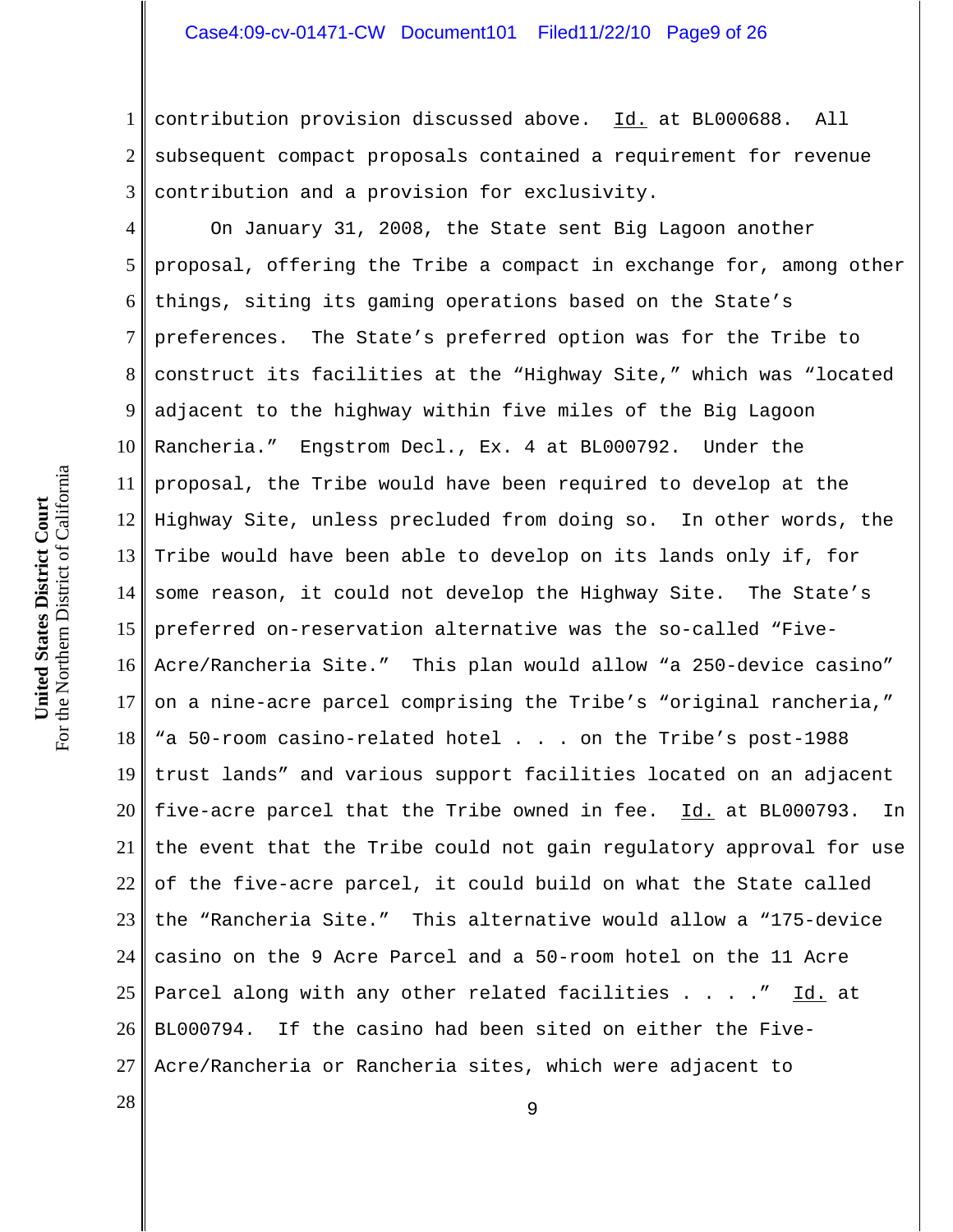contribution provision discussed above. Id. at BL000688. All subsequent compact proposals contained a requirement for revenue contribution and a provision for exclusivity.

On January 31, 2008, the State sent Big Lagoon another proposal, offering the Tribe a compact in exchange for, among other things, siting its gaming operations based on the State's preferences. The State's preferred option was for the Tribe to construct its facilities at the "Highway Site," which was "located adjacent to the highway within five miles of the Big Lagoon Rancheria." Engstrom Decl., Ex. 4 at BL000792. Under the proposal, the Tribe would have been required to develop at the Highway Site, unless precluded from doing so. In other words, the Tribe would have been able to develop on its lands only if, for some reason, it could not develop the Highway Site. The State's preferred on-reservation alternative was the so-called "Five-Acre/Rancheria Site." This plan would allow "a 250-device casino" on a nine-acre parcel comprising the Tribe's "original rancheria," "a 50-room casino-related hotel . . . on the Tribe's post-1988 trust lands" and various support facilities located on an adjacent five-acre parcel that the Tribe owned in fee. Id. at BL000793. In the event that the Tribe could not gain regulatory approval for use of the five-acre parcel, it could build on what the State called the "Rancheria Site." This alternative would allow a "175-device casino on the 9 Acre Parcel and a 50-room hotel on the 11 Acre Parcel along with any other related facilities . . . ." Id. at BL000794. If the casino had been sited on either the Five-Acre/Rancheria or Rancheria sites, which were adjacent to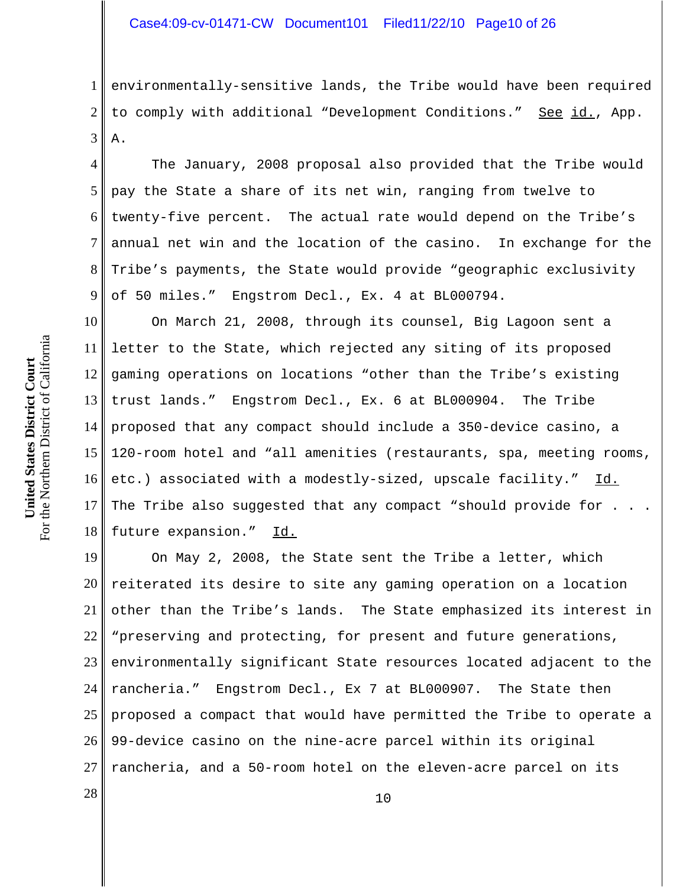environmentally-sensitive lands, the Tribe would have been required to comply with additional "Development Conditions." See id., App. A.

The January, 2008 proposal also provided that the Tribe would pay the State a share of its net win, ranging from twelve to twenty-five percent. The actual rate would depend on the Tribe's annual net win and the location of the casino. In exchange for the Tribe's payments, the State would provide "geographic exclusivity of 50 miles." Engstrom Decl., Ex. 4 at BL000794.

On March 21, 2008, through its counsel, Big Lagoon sent a letter to the State, which rejected any siting of its proposed gaming operations on locations "other than the Tribe's existing trust lands." Engstrom Decl., Ex. 6 at BL000904. The Tribe proposed that any compact should include a 350-device casino, a 120-room hotel and "all amenities (restaurants, spa, meeting rooms, etc.) associated with a modestly-sized, upscale facility." Id. The Tribe also suggested that any compact "should provide for . . . future expansion." Id.

On May 2, 2008, the State sent the Tribe a letter, which reiterated its desire to site any gaming operation on a location other than the Tribe's lands. The State emphasized its interest in "preserving and protecting, for present and future generations, environmentally significant State resources located adjacent to the rancheria." Engstrom Decl., Ex 7 at BL000907. The State then proposed a compact that would have permitted the Tribe to operate a 99-device casino on the nine-acre parcel within its original rancheria, and a 50-room hotel on the eleven-acre parcel on its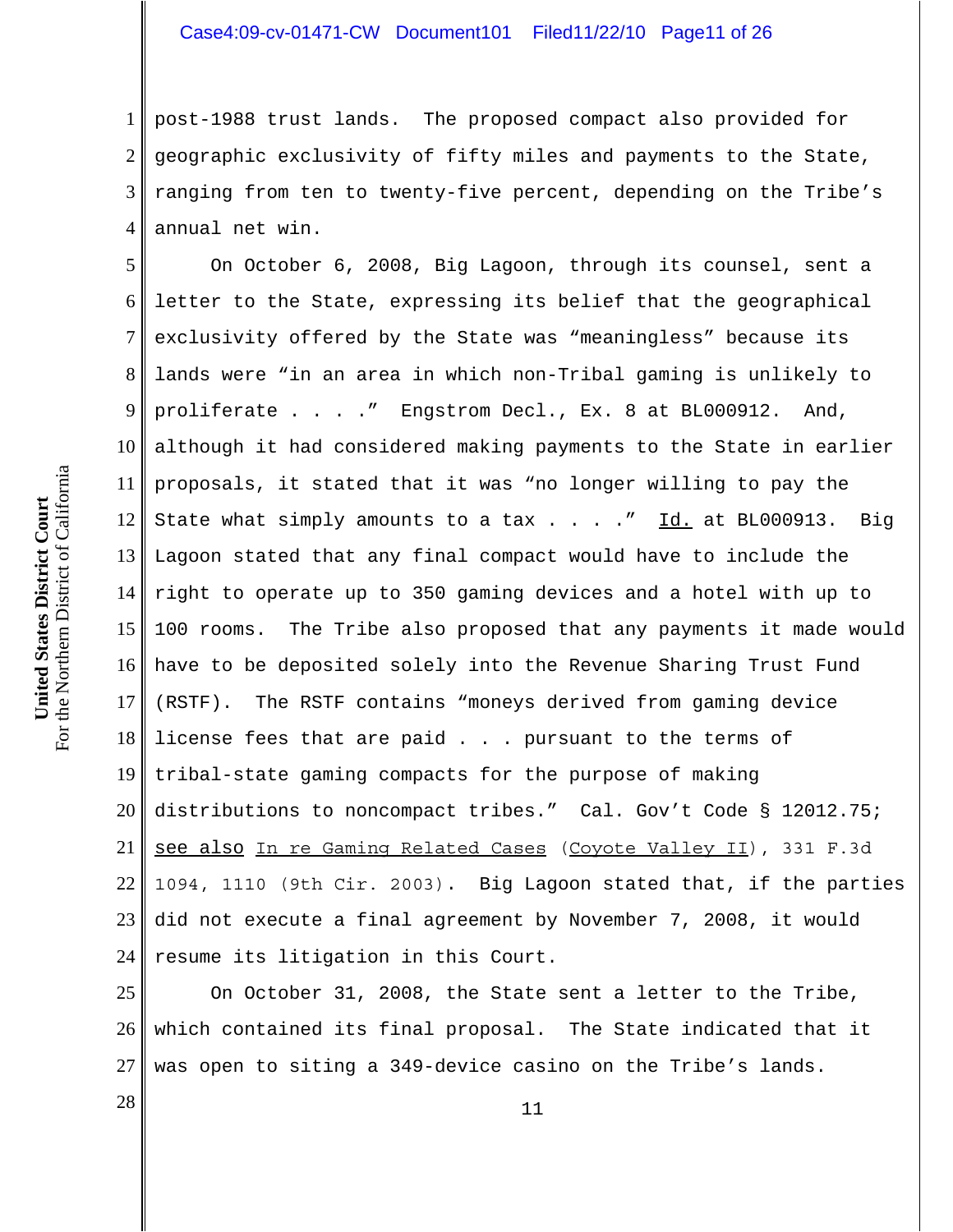post-1988 trust lands. The proposed compact also provided for geographic exclusivity of fifty miles and payments to the State, ranging from ten to twenty-five percent, depending on the Tribe's annual net win.

On October 6, 2008, Big Lagoon, through its counsel, sent a letter to the State, expressing its belief that the geographical exclusivity offered by the State was "meaningless" because its lands were "in an area in which non-Tribal gaming is unlikely to proliferate . . . ." Engstrom Decl., Ex. 8 at BL000912. And, although it had considered making payments to the State in earlier proposals, it stated that it was "no longer willing to pay the State what simply amounts to a tax . . . ." Id. at BL000913. Big Lagoon stated that any final compact would have to include the right to operate up to 350 gaming devices and a hotel with up to 100 rooms. The Tribe also proposed that any payments it made would have to be deposited solely into the Revenue Sharing Trust Fund (RSTF). The RSTF contains "moneys derived from gaming device license fees that are paid . . . pursuant to the terms of tribal-state gaming compacts for the purpose of making distributions to noncompact tribes." Cal. Gov't Code § 12012.75; see also In re Gaming Related Cases (Coyote Valley II), 331 F.3d 1094, 1110 (9th Cir. 2003). Big Lagoon stated that, if the parties did not execute a final agreement by November 7, 2008, it would resume its litigation in this Court.

On October 31, 2008, the State sent a letter to the Tribe, which contained its final proposal. The State indicated that it was open to siting a 349-device casino on the Tribe's lands.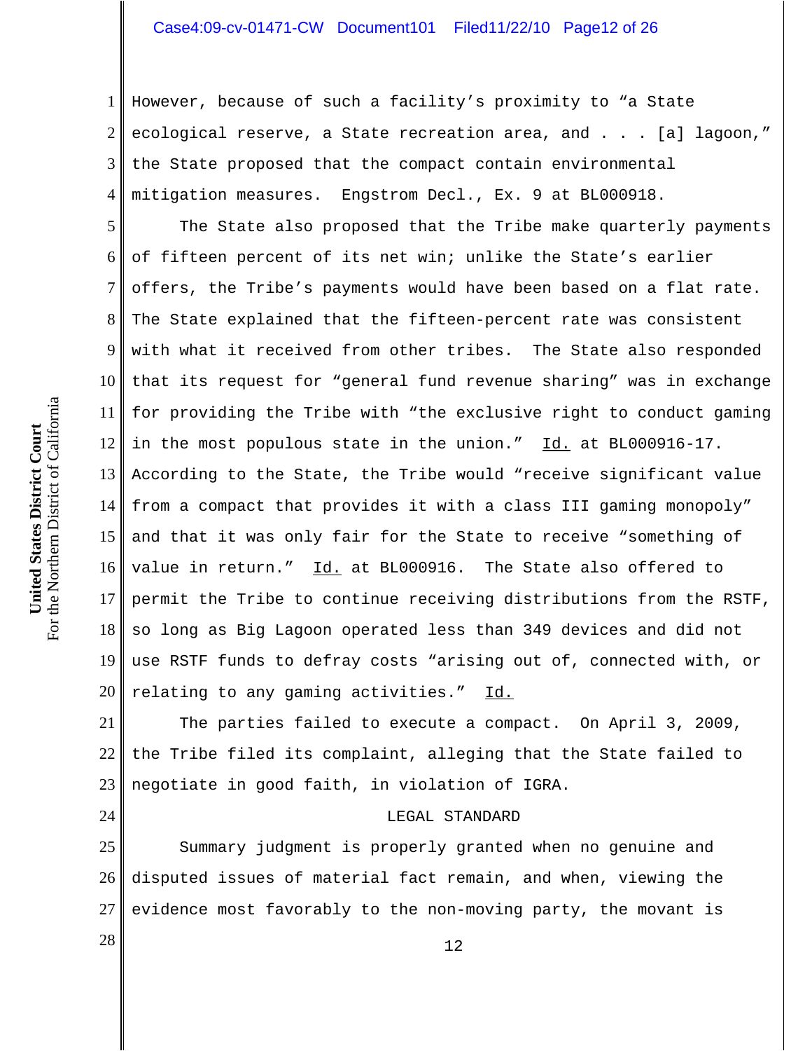However, because of such a facility's proximity to "a State ecological reserve, a State recreation area, and . . . [a] lagoon," the State proposed that the compact contain environmental mitigation measures. Engstrom Decl., Ex. 9 at BL000918.

The State also proposed that the Tribe make quarterly payments of fifteen percent of its net win; unlike the State's earlier offers, the Tribe's payments would have been based on a flat rate. The State explained that the fifteen-percent rate was consistent with what it received from other tribes. The State also responded that its request for "general fund revenue sharing" was in exchange for providing the Tribe with "the exclusive right to conduct gaming in the most populous state in the union." Id. at BL000916-17. According to the State, the Tribe would "receive significant value from a compact that provides it with a class III gaming monopoly" and that it was only fair for the State to receive "something of value in return." Id. at BL000916. The State also offered to permit the Tribe to continue receiving distributions from the RSTF, so long as Big Lagoon operated less than 349 devices and did not use RSTF funds to defray costs "arising out of, connected with, or relating to any gaming activities." Id.

The parties failed to execute a compact. On April 3, 2009, the Tribe filed its complaint, alleging that the State failed to negotiate in good faith, in violation of IGRA.

## LEGAL STANDARD

Summary judgment is properly granted when no genuine and disputed issues of material fact remain, and when, viewing the evidence most favorably to the non-moving party, the movant is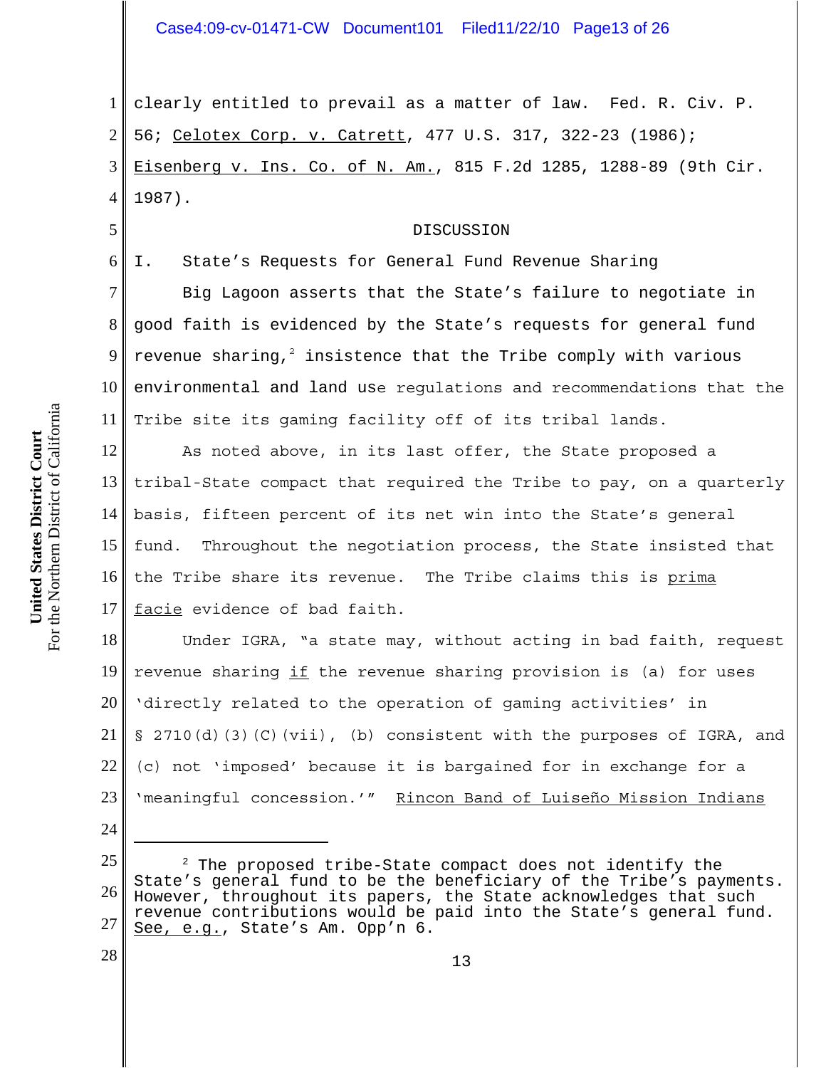clearly entitled to prevail as a matter of law. Fed. R. Civ. P. 56; Celotex Corp. v. Catrett, 477 U.S. 317, 322-23 (1986); Eisenberg v. Ins. Co. of N. Am., 815 F.2d 1285, 1288-89 (9th Cir. 1987).

## DISCUSSION

### I. State's Requests for General Fund Revenue Sharing

Big Lagoon asserts that the State's failure to negotiate in good faith is evidenced by the State's requests for general fund revenue sharing,[2] insistence that the Tribe comply with various environmental and land use regulations and recommendations that the Tribe site its gaming facility off of its tribal lands.

As noted above, in its last offer, the State proposed a tribal-State compact that required the Tribe to pay, on a quarterly basis, fifteen percent of its net win into the State's general fund. Throughout the negotiation process, the State insisted that the Tribe share its revenue. The Tribe claims this is *prima facie* evidence of bad faith.

Under IGRA, "a state may, without acting in bad faith, request revenue sharing *if* the revenue sharing provision is (a) for uses 'directly related to the operation of gaming activities' in § 2710(d)(3)(C)(vii), (b) consistent with the purposes of IGRA, and (c) not 'imposed' because it is bargained for in exchange for a 'meaningful concession.'" Rincon Band of Luiseño Mission Indians

---

[2] The proposed tribe-State compact does not identify the State's general fund to be the beneficiary of the Tribe's payments. However, throughout its papers, the State acknowledges that such revenue contributions would be paid into the State's general fund. *See, e.g.*, State's Am. Opp'n 6.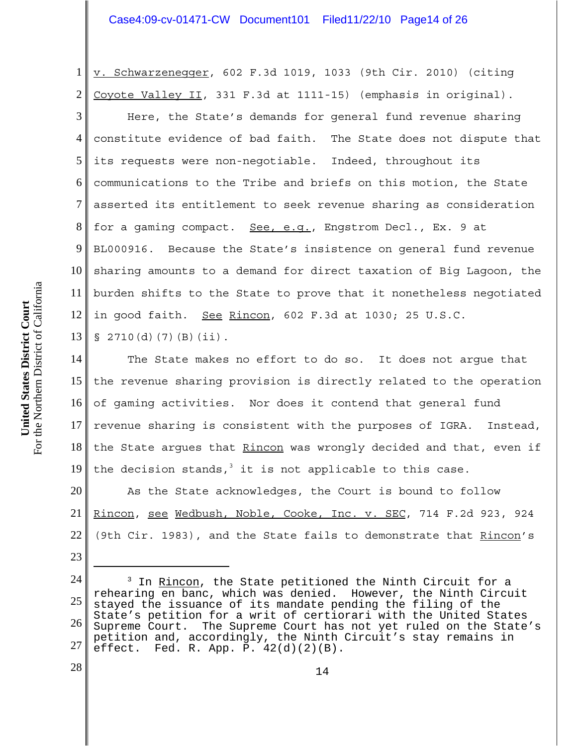v. Schwarzenegger, 602 F.3d 1019, 1033 (9th Cir. 2010) (citing Coyote Valley II, 331 F.3d at 1111-15) (emphasis in original).

Here, the State's demands for general fund revenue sharing constitute evidence of bad faith. The State does not dispute that its requests were non-negotiable. Indeed, throughout its communications to the Tribe and briefs on this motion, the State asserted its entitlement to seek revenue sharing as consideration for a gaming compact. See, e.g., Engstrom Decl., Ex. 9 at BL000916. Because the State's insistence on general fund revenue sharing amounts to a demand for direct taxation of Big Lagoon, the burden shifts to the State to prove that it nonetheless negotiated in good faith. See Rincon, 602 F.3d at 1030; 25 U.S.C. § 2710(d)(7)(B)(ii).

The State makes no effort to do so. It does not argue that the revenue sharing provision is directly related to the operation of gaming activities. Nor does it contend that general fund revenue sharing is consistent with the purposes of IGRA. Instead, the State argues that Rincon was wrongly decided and that, even if the decision stands,[3] it is not applicable to this case.

As the State acknowledges, the Court is bound to follow Rincon, see Wedbush, Noble, Cooke, Inc. v. SEC, 714 F.2d 923, 924 (9th Cir. 1983), and the State fails to demonstrate that Rincon's

---

[3] In Rincon, the State petitioned the Ninth Circuit for a rehearing en banc, which was denied. However, the Ninth Circuit stayed the issuance of its mandate pending the filing of the State's petition for a writ of certiorari with the United States Supreme Court. The Supreme Court has not yet ruled on the State's petition and, accordingly, the Ninth Circuit's stay remains in effect. Fed. R. App. P. 42(d)(2)(B).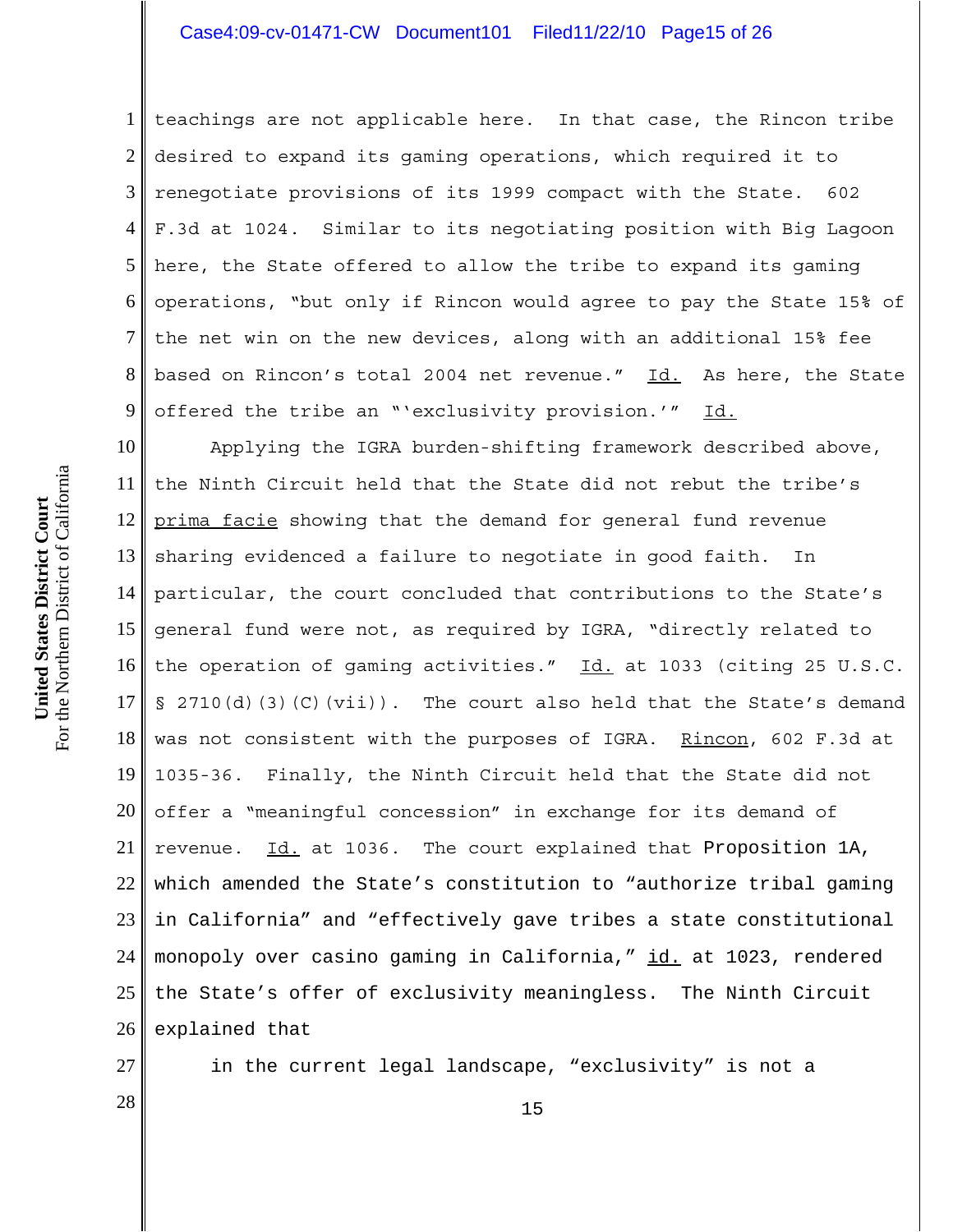teachings are not applicable here. In that case, the Rincon tribe desired to expand its gaming operations, which required it to renegotiate provisions of its 1999 compact with the State. 602 F.3d at 1024. Similar to its negotiating position with Big Lagoon here, the State offered to allow the tribe to expand its gaming operations, "but only if Rincon would agree to pay the State 15% of the net win on the new devices, along with an additional 15% fee based on Rincon's total 2004 net revenue." Id. As here, the State offered the tribe an "'exclusivity provision.'" Id.

Applying the IGRA burden-shifting framework described above, the Ninth Circuit held that the State did not rebut the tribe's prima facie showing that the demand for general fund revenue sharing evidenced a failure to negotiate in good faith. In particular, the court concluded that contributions to the State's general fund were not, as required by IGRA, "directly related to the operation of gaming activities." Id. at 1033 (citing 25 U.S.C. § 2710(d)(3)(C)(vii)). The court also held that the State's demand was not consistent with the purposes of IGRA. Rincon, 602 F.3d at 1035-36. Finally, the Ninth Circuit held that the State did not offer a "meaningful concession" in exchange for its demand of revenue. Id. at 1036. The court explained that Proposition 1A, which amended the State's constitution to "authorize tribal gaming in California" and "effectively gave tribes a state constitutional monopoly over casino gaming in California," id. at 1023, rendered the State's offer of exclusivity meaningless. The Ninth Circuit explained that

> in the current legal landscape, "exclusivity" is not a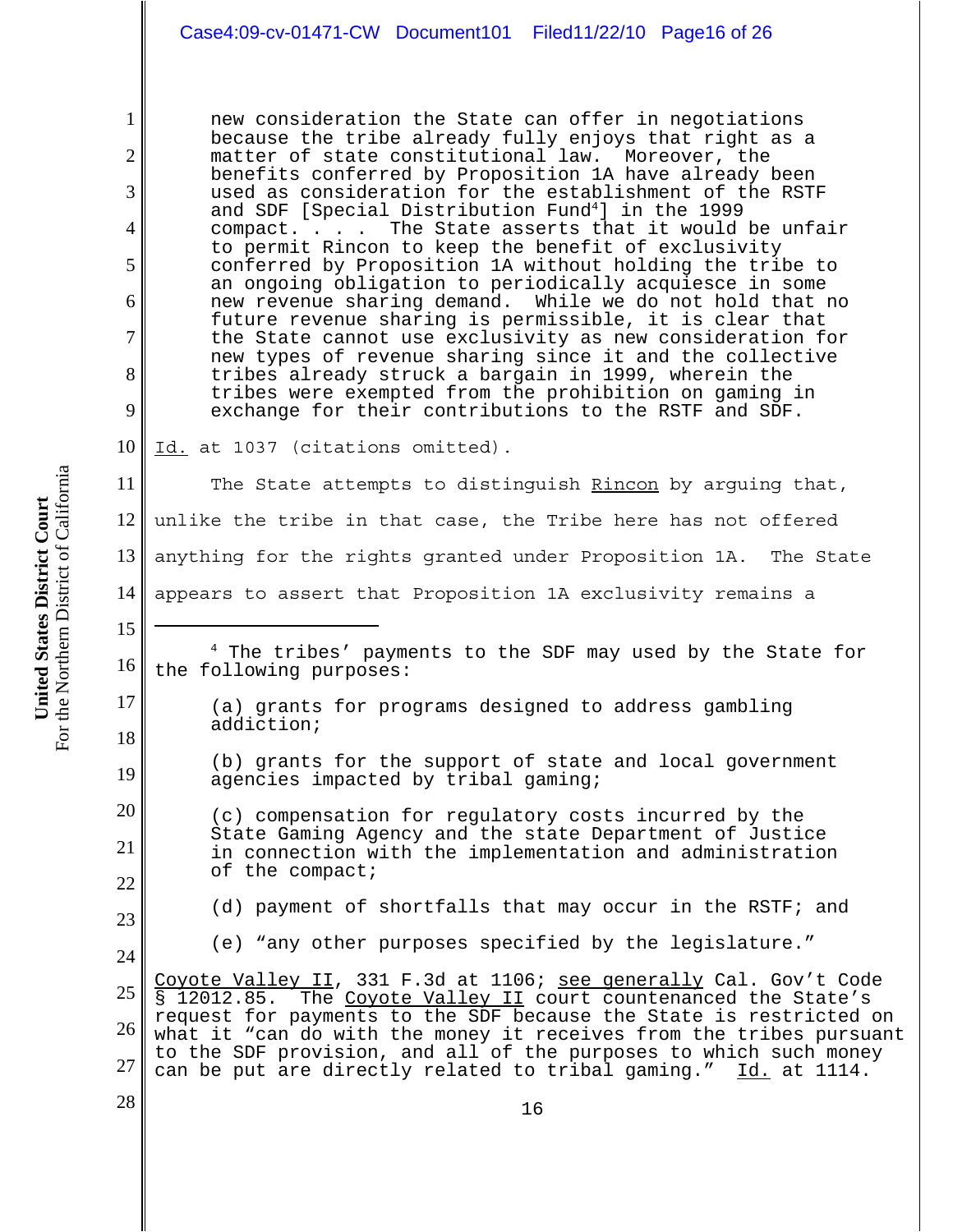> new consideration the State can offer in negotiations because the tribe already fully enjoys that right as a matter of state constitutional law. Moreover, the benefits conferred by Proposition 1A have already been used as consideration for the establishment of the RSTF and SDF [Special Distribution Fund[4]] in the 1999 compact. . . . The State asserts that it would be unfair to permit Rincon to keep the benefit of exclusivity conferred by Proposition 1A without holding the tribe to an ongoing obligation to periodically acquiesce in some new revenue sharing demand. While we do not hold that no future revenue sharing is permissible, it is clear that the State cannot use exclusivity as new consideration for new types of revenue sharing since it and the collective tribes already struck a bargain in 1999, wherein the tribes were exempted from the prohibition on gaming in exchange for their contributions to the RSTF and SDF.

Id. at 1037 (citations omitted).

The State attempts to distinguish Rincon by arguing that, unlike the tribe in that case, the Tribe here has not offered anything for the rights granted under Proposition 1A. The State appears to assert that Proposition 1A exclusivity remains a

---

[4] The tribes' payments to the SDF may used by the State for the following purposes:

> (a) grants for programs designed to address gambling addiction;
>
> (b) grants for the support of state and local government agencies impacted by tribal gaming;
>
> (c) compensation for regulatory costs incurred by the State Gaming Agency and the state Department of Justice in connection with the implementation and administration of the compact;
>
> (d) payment of shortfalls that may occur in the RSTF; and
>
> (e) "any other purposes specified by the legislature."

Coyote Valley II, 331 F.3d at 1106; see generally Cal. Gov't Code § 12012.85. The Coyote Valley II court countenanced the State's request for payments to the SDF because the State is restricted on what it "can do with the money it receives from the tribes pursuant to the SDF provision, and all of the purposes to which such money can be put are directly related to tribal gaming." Id. at 1114.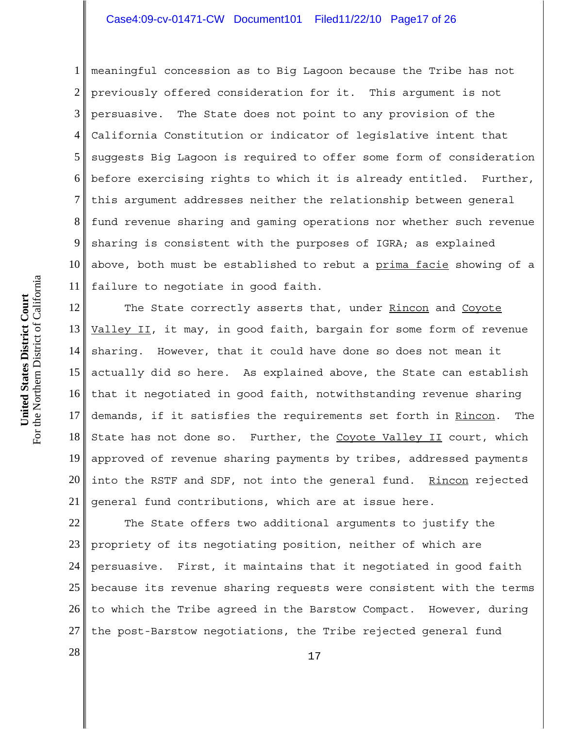meaningful concession as to Big Lagoon because the Tribe has not previously offered consideration for it. This argument is not persuasive. The State does not point to any provision of the California Constitution or indicator of legislative intent that suggests Big Lagoon is required to offer some form of consideration before exercising rights to which it is already entitled. Further, this argument addresses neither the relationship between general fund revenue sharing and gaming operations nor whether such revenue sharing is consistent with the purposes of IGRA; as explained above, both must be established to rebut a prima facie showing of a failure to negotiate in good faith.

The State correctly asserts that, under Rincon and Coyote Valley II, it may, in good faith, bargain for some form of revenue sharing. However, that it could have done so does not mean it actually did so here. As explained above, the State can establish that it negotiated in good faith, notwithstanding revenue sharing demands, if it satisfies the requirements set forth in Rincon. The State has not done so. Further, the Coyote Valley II court, which approved of revenue sharing payments by tribes, addressed payments into the RSTF and SDF, not into the general fund. Rincon rejected general fund contributions, which are at issue here.

The State offers two additional arguments to justify the propriety of its negotiating position, neither of which are persuasive. First, it maintains that it negotiated in good faith because its revenue sharing requests were consistent with the terms to which the Tribe agreed in the Barstow Compact. However, during the post-Barstow negotiations, the Tribe rejected general fund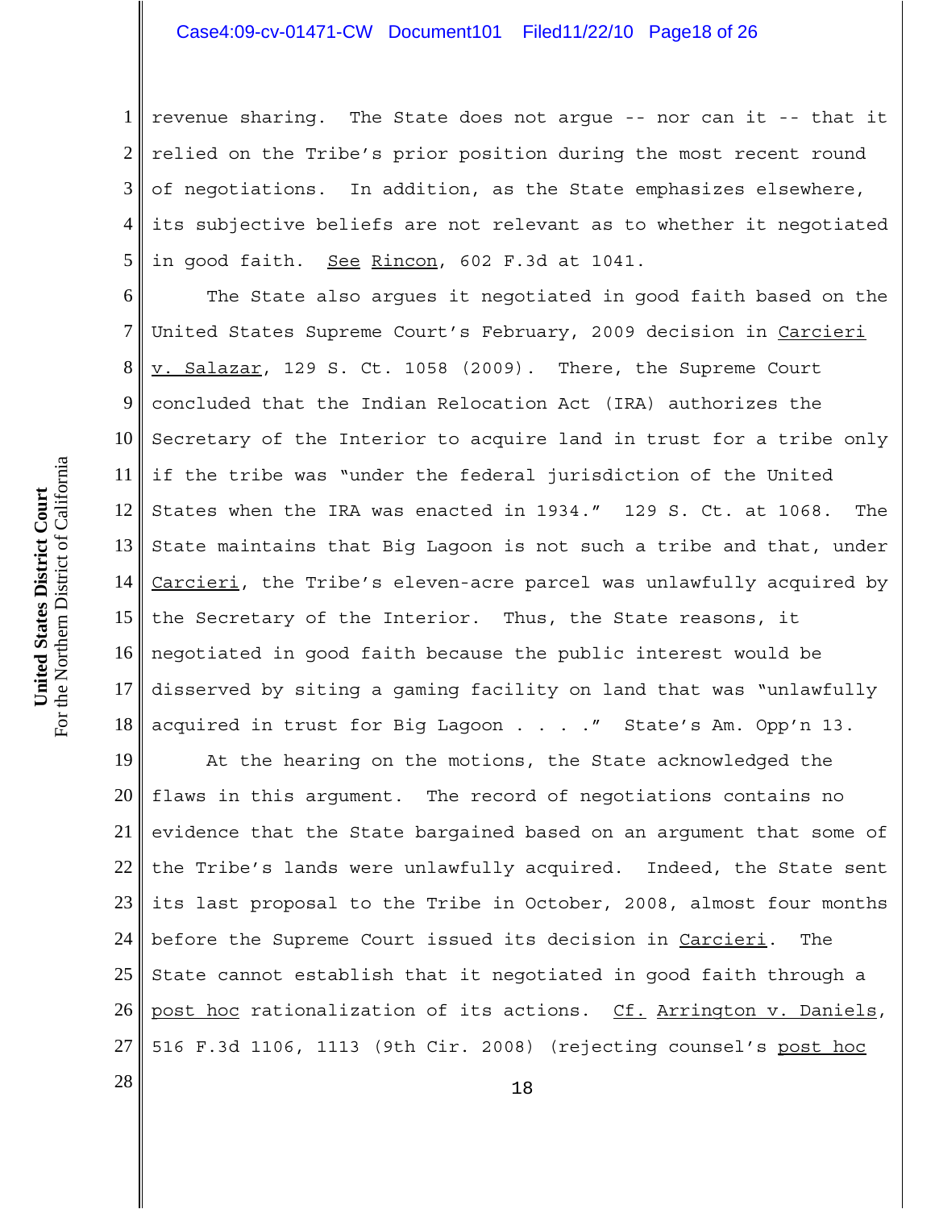revenue sharing. The State does not argue -- nor can it -- that it relied on the Tribe's prior position during the most recent round of negotiations. In addition, as the State emphasizes elsewhere, its subjective beliefs are not relevant as to whether it negotiated in good faith. See Rincon, 602 F.3d at 1041.

The State also argues it negotiated in good faith based on the United States Supreme Court's February, 2009 decision in Carcieri v. Salazar, 129 S. Ct. 1058 (2009). There, the Supreme Court concluded that the Indian Relocation Act (IRA) authorizes the Secretary of the Interior to acquire land in trust for a tribe only if the tribe was "under the federal jurisdiction of the United States when the IRA was enacted in 1934." 129 S. Ct. at 1068. The State maintains that Big Lagoon is not such a tribe and that, under Carcieri, the Tribe's eleven-acre parcel was unlawfully acquired by the Secretary of the Interior. Thus, the State reasons, it negotiated in good faith because the public interest would be disserved by siting a gaming facility on land that was "unlawfully acquired in trust for Big Lagoon . . . ." State's Am. Opp'n 13.

At the hearing on the motions, the State acknowledged the flaws in this argument. The record of negotiations contains no evidence that the State bargained based on an argument that some of the Tribe's lands were unlawfully acquired. Indeed, the State sent its last proposal to the Tribe in October, 2008, almost four months before the Supreme Court issued its decision in Carcieri. The State cannot establish that it negotiated in good faith through a post hoc rationalization of its actions. Cf. Arrington v. Daniels, 516 F.3d 1106, 1113 (9th Cir. 2008) (rejecting counsel's post hoc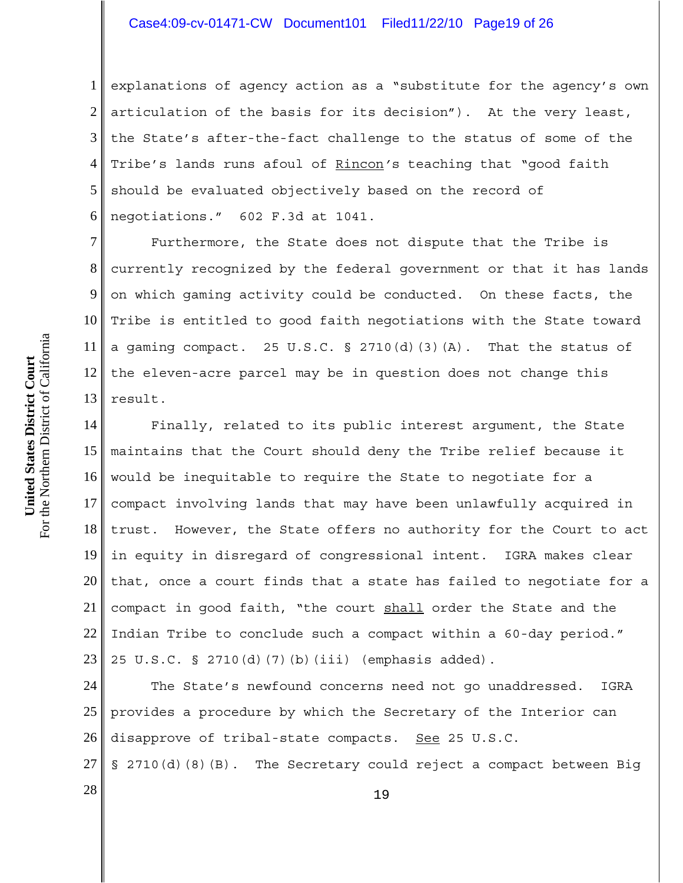explanations of agency action as a "substitute for the agency's own articulation of the basis for its decision"). At the very least, the State's after-the-fact challenge to the status of some of the Tribe's lands runs afoul of Rincon's teaching that "good faith should be evaluated objectively based on the record of negotiations." 602 F.3d at 1041.

Furthermore, the State does not dispute that the Tribe is currently recognized by the federal government or that it has lands on which gaming activity could be conducted. On these facts, the Tribe is entitled to good faith negotiations with the State toward a gaming compact. 25 U.S.C. § 2710(d)(3)(A). That the status of the eleven-acre parcel may be in question does not change this result.

Finally, related to its public interest argument, the State maintains that the Court should deny the Tribe relief because it would be inequitable to require the State to negotiate for a compact involving lands that may have been unlawfully acquired in trust. However, the State offers no authority for the Court to act in equity in disregard of congressional intent. IGRA makes clear that, once a court finds that a state has failed to negotiate for a compact in good faith, "the court shall order the State and the Indian Tribe to conclude such a compact within a 60-day period." 25 U.S.C. § 2710(d)(7)(b)(iii) (emphasis added).

The State's newfound concerns need not go unaddressed. IGRA provides a procedure by which the Secretary of the Interior can disapprove of tribal-state compacts. See 25 U.S.C. § 2710(d)(8)(B). The Secretary could reject a compact between Big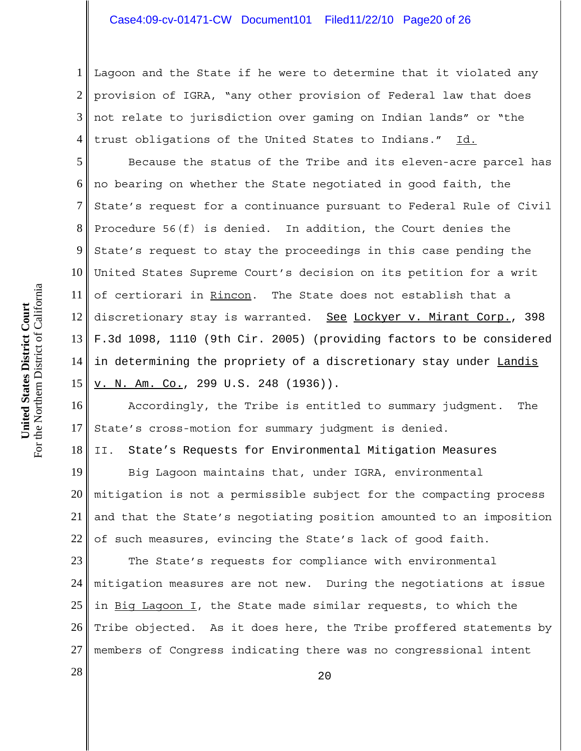Lagoon and the State if he were to determine that it violated any provision of IGRA, "any other provision of Federal law that does not relate to jurisdiction over gaming on Indian lands" or "the trust obligations of the United States to Indians." Id.

Because the status of the Tribe and its eleven-acre parcel has no bearing on whether the State negotiated in good faith, the State's request for a continuance pursuant to Federal Rule of Civil Procedure 56(f) is denied. In addition, the Court denies the State's request to stay the proceedings in this case pending the United States Supreme Court's decision on its petition for a writ of certiorari in Rincon. The State does not establish that a discretionary stay is warranted. See Lockyer v. Mirant Corp., 398 F.3d 1098, 1110 (9th Cir. 2005) (providing factors to be considered in determining the propriety of a discretionary stay under Landis v. N. Am. Co., 299 U.S. 248 (1936)).

Accordingly, the Tribe is entitled to summary judgment. The State's cross-motion for summary judgment is denied.

## II. State's Requests for Environmental Mitigation Measures

Big Lagoon maintains that, under IGRA, environmental mitigation is not a permissible subject for the compacting process and that the State's negotiating position amounted to an imposition of such measures, evincing the State's lack of good faith.

The State's requests for compliance with environmental mitigation measures are not new. During the negotiations at issue in Big Lagoon I, the State made similar requests, to which the Tribe objected. As it does here, the Tribe proffered statements by members of Congress indicating there was no congressional intent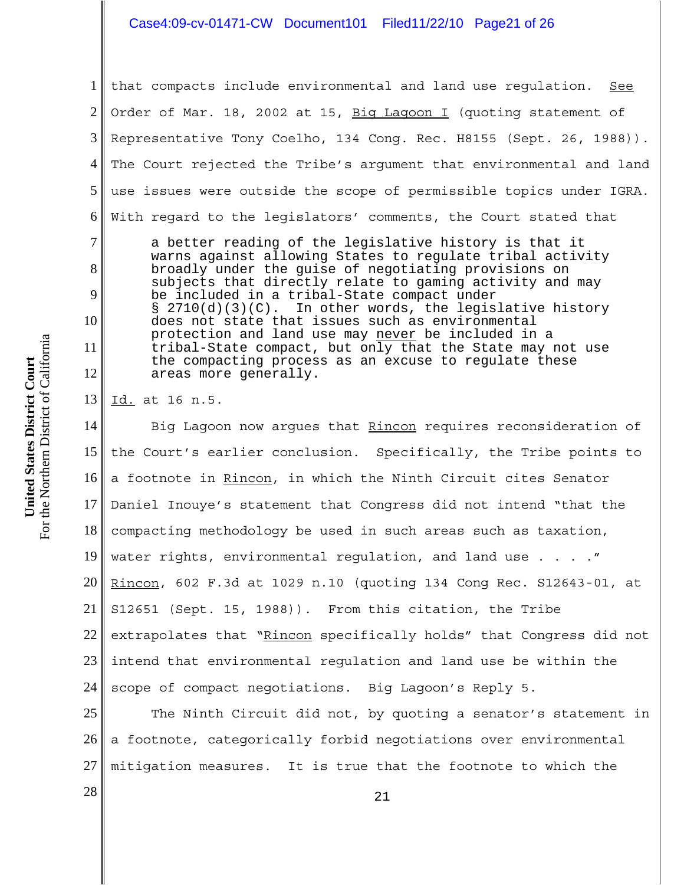that compacts include environmental and land use regulation. See Order of Mar. 18, 2002 at 15, Big Lagoon I (quoting statement of Representative Tony Coelho, 134 Cong. Rec. H8155 (Sept. 26, 1988)). The Court rejected the Tribe's argument that environmental and land use issues were outside the scope of permissible topics under IGRA. With regard to the legislators' comments, the Court stated that

> a better reading of the legislative history is that it warns against allowing States to regulate tribal activity broadly under the guise of negotiating provisions on subjects that directly relate to gaming activity and may be included in a tribal-State compact under § 2710(d)(3)(C). In other words, the legislative history does not state that issues such as environmental protection and land use may never be included in a tribal-State compact, but only that the State may not use the compacting process as an excuse to regulate these areas more generally.

Id. at 16 n.5.

Big Lagoon now argues that Rincon requires reconsideration of the Court's earlier conclusion. Specifically, the Tribe points to a footnote in Rincon, in which the Ninth Circuit cites Senator Daniel Inouye's statement that Congress did not intend "that the compacting methodology be used in such areas such as taxation, water rights, environmental regulation, and land use . . . ." Rincon, 602 F.3d at 1029 n.10 (quoting 134 Cong Rec. S12643-01, at S12651 (Sept. 15, 1988)). From this citation, the Tribe extrapolates that "Rincon specifically holds" that Congress did not intend that environmental regulation and land use be within the scope of compact negotiations. Big Lagoon's Reply 5.

The Ninth Circuit did not, by quoting a senator's statement in a footnote, categorically forbid negotiations over environmental mitigation measures. It is true that the footnote to which the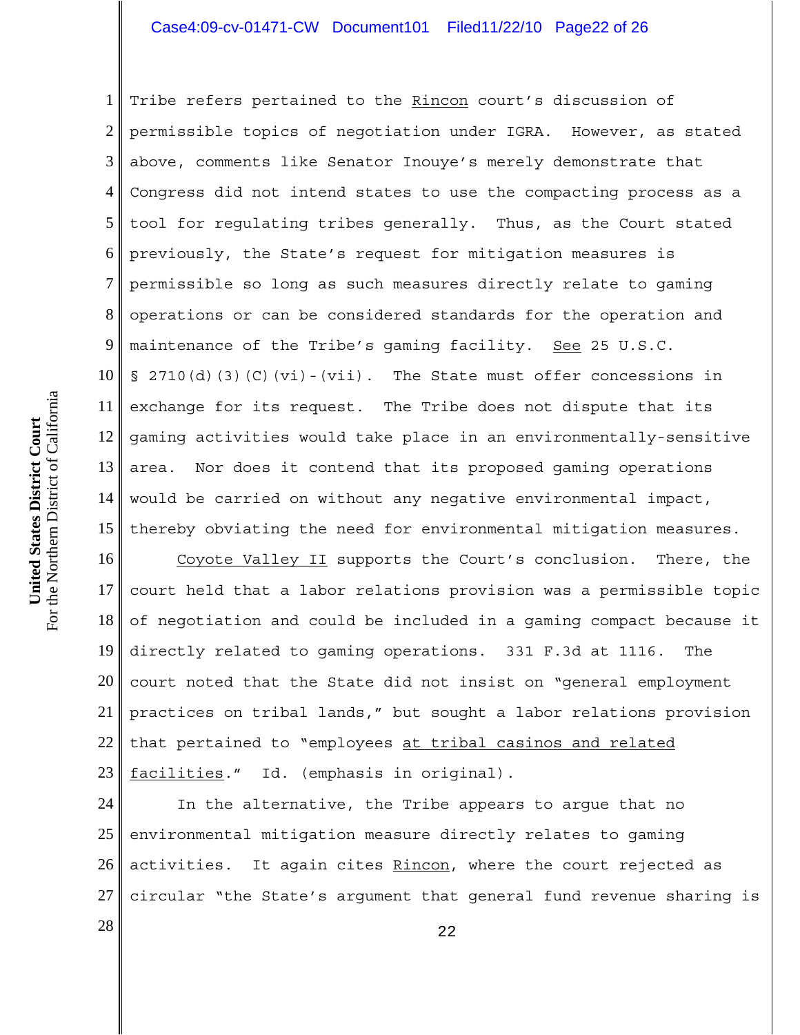Tribe refers pertained to the Rincon court's discussion of permissible topics of negotiation under IGRA. However, as stated above, comments like Senator Inouye's merely demonstrate that Congress did not intend states to use the compacting process as a tool for regulating tribes generally. Thus, as the Court stated previously, the State's request for mitigation measures is permissible so long as such measures directly relate to gaming operations or can be considered standards for the operation and maintenance of the Tribe's gaming facility. See 25 U.S.C. § 2710(d)(3)(C)(vi)-(vii). The State must offer concessions in exchange for its request. The Tribe does not dispute that its gaming activities would take place in an environmentally-sensitive area. Nor does it contend that its proposed gaming operations would be carried on without any negative environmental impact, thereby obviating the need for environmental mitigation measures.

Coyote Valley II supports the Court's conclusion. There, the court held that a labor relations provision was a permissible topic of negotiation and could be included in a gaming compact because it directly related to gaming operations. 331 F.3d at 1116. The court noted that the State did not insist on "general employment practices on tribal lands," but sought a labor relations provision that pertained to "employees at tribal casinos and related facilities." Id. (emphasis in original).

In the alternative, the Tribe appears to argue that no environmental mitigation measure directly relates to gaming activities. It again cites Rincon, where the court rejected as circular "the State's argument that general fund revenue sharing is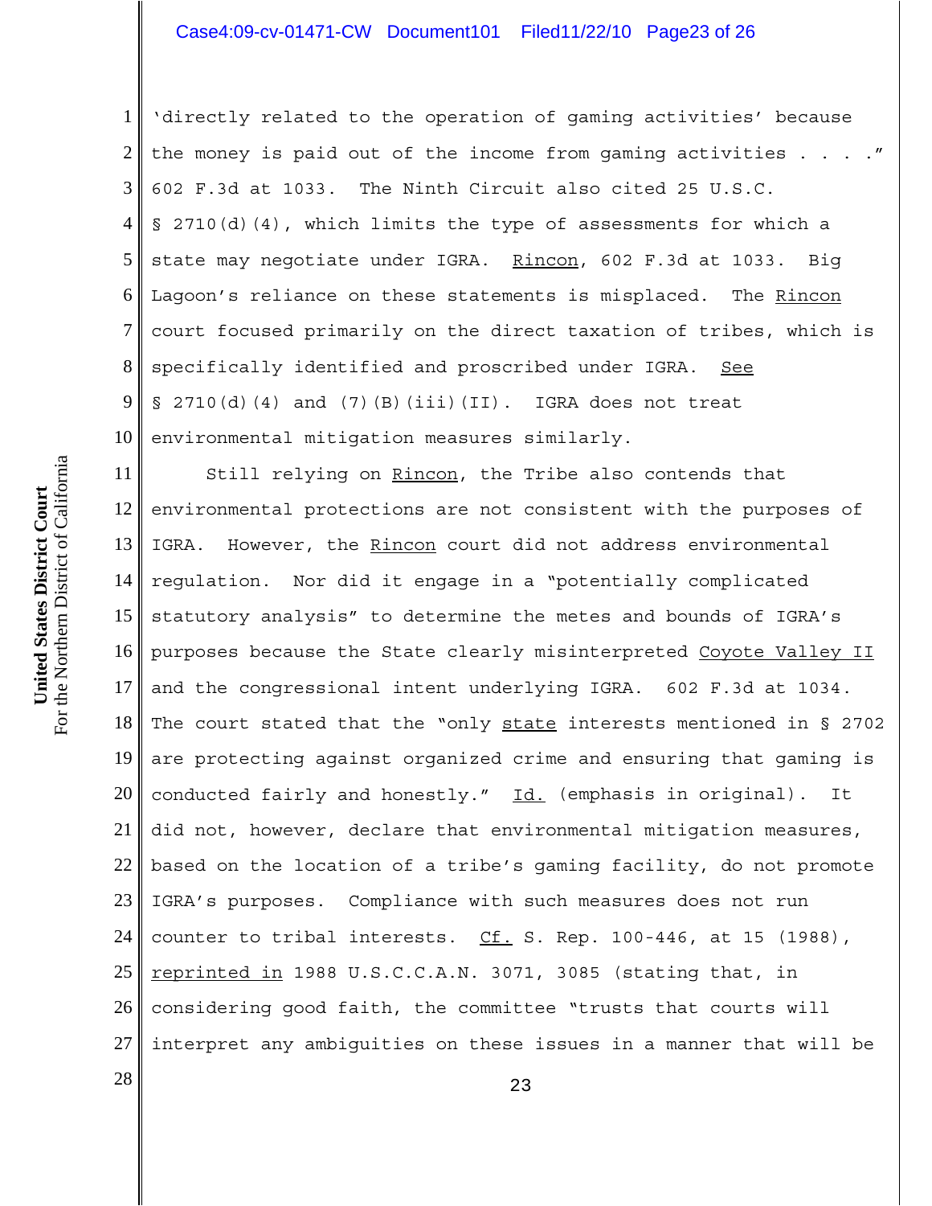'directly related to the operation of gaming activities' because the money is paid out of the income from gaming activities . . . ." 602 F.3d at 1033. The Ninth Circuit also cited 25 U.S.C. § 2710(d)(4), which limits the type of assessments for which a state may negotiate under IGRA. Rincon, 602 F.3d at 1033. Big Lagoon's reliance on these statements is misplaced. The Rincon court focused primarily on the direct taxation of tribes, which is specifically identified and proscribed under IGRA. See § 2710(d)(4) and (7)(B)(iii)(II). IGRA does not treat environmental mitigation measures similarly.

Still relying on Rincon, the Tribe also contends that environmental protections are not consistent with the purposes of IGRA. However, the Rincon court did not address environmental regulation. Nor did it engage in a "potentially complicated statutory analysis" to determine the metes and bounds of IGRA's purposes because the State clearly misinterpreted Coyote Valley II and the congressional intent underlying IGRA. 602 F.3d at 1034. The court stated that the "only state interests mentioned in § 2702 are protecting against organized crime and ensuring that gaming is conducted fairly and honestly." Id. (emphasis in original). It did not, however, declare that environmental mitigation measures, based on the location of a tribe's gaming facility, do not promote IGRA's purposes. Compliance with such measures does not run counter to tribal interests. Cf. S. Rep. 100-446, at 15 (1988), reprinted in 1988 U.S.C.C.A.N. 3071, 3085 (stating that, in considering good faith, the committee "trusts that courts will interpret any ambiguities on these issues in a manner that will be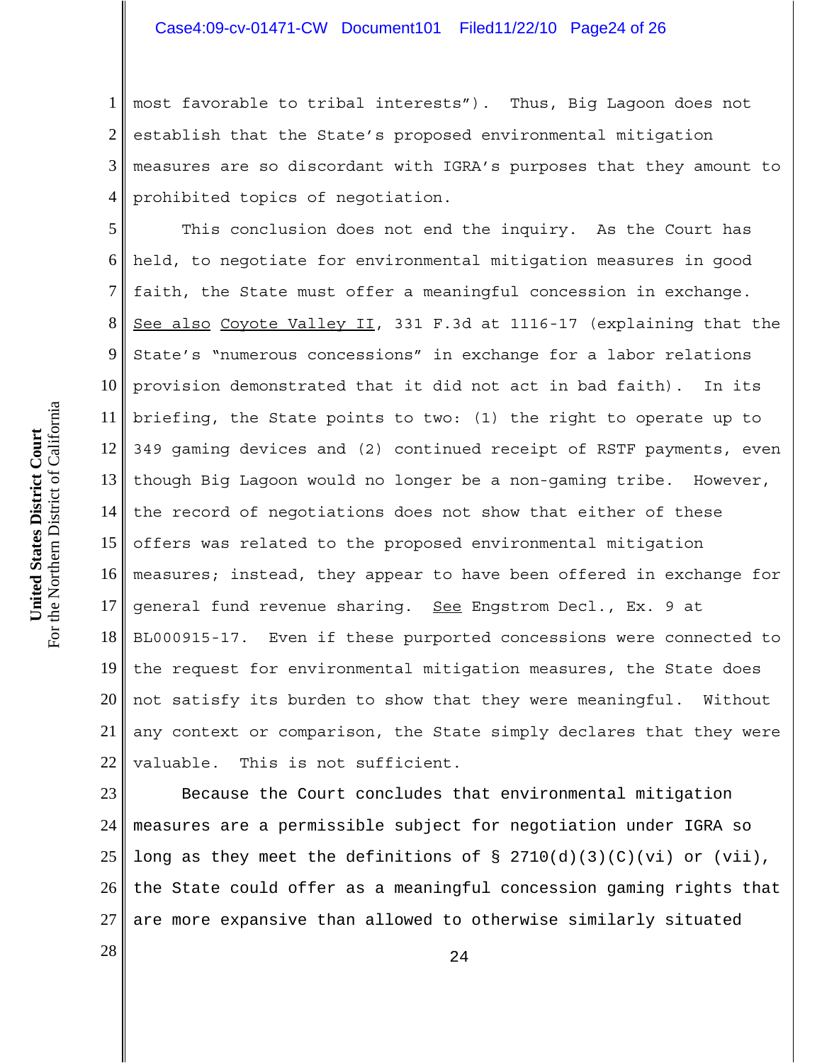most favorable to tribal interests"). Thus, Big Lagoon does not establish that the State's proposed environmental mitigation measures are so discordant with IGRA's purposes that they amount to prohibited topics of negotiation.

This conclusion does not end the inquiry. As the Court has held, to negotiate for environmental mitigation measures in good faith, the State must offer a meaningful concession in exchange. See also Coyote Valley II, 331 F.3d at 1116-17 (explaining that the State's "numerous concessions" in exchange for a labor relations provision demonstrated that it did not act in bad faith). In its briefing, the State points to two: (1) the right to operate up to 349 gaming devices and (2) continued receipt of RSTF payments, even though Big Lagoon would no longer be a non-gaming tribe. However, the record of negotiations does not show that either of these offers was related to the proposed environmental mitigation measures; instead, they appear to have been offered in exchange for general fund revenue sharing. See Engstrom Decl., Ex. 9 at BL000915-17. Even if these purported concessions were connected to the request for environmental mitigation measures, the State does not satisfy its burden to show that they were meaningful. Without any context or comparison, the State simply declares that they were valuable. This is not sufficient.

Because the Court concludes that environmental mitigation measures are a permissible subject for negotiation under IGRA so long as they meet the definitions of § 2710(d)(3)(C)(vi) or (vii), the State could offer as a meaningful concession gaming rights that are more expansive than allowed to otherwise similarly situated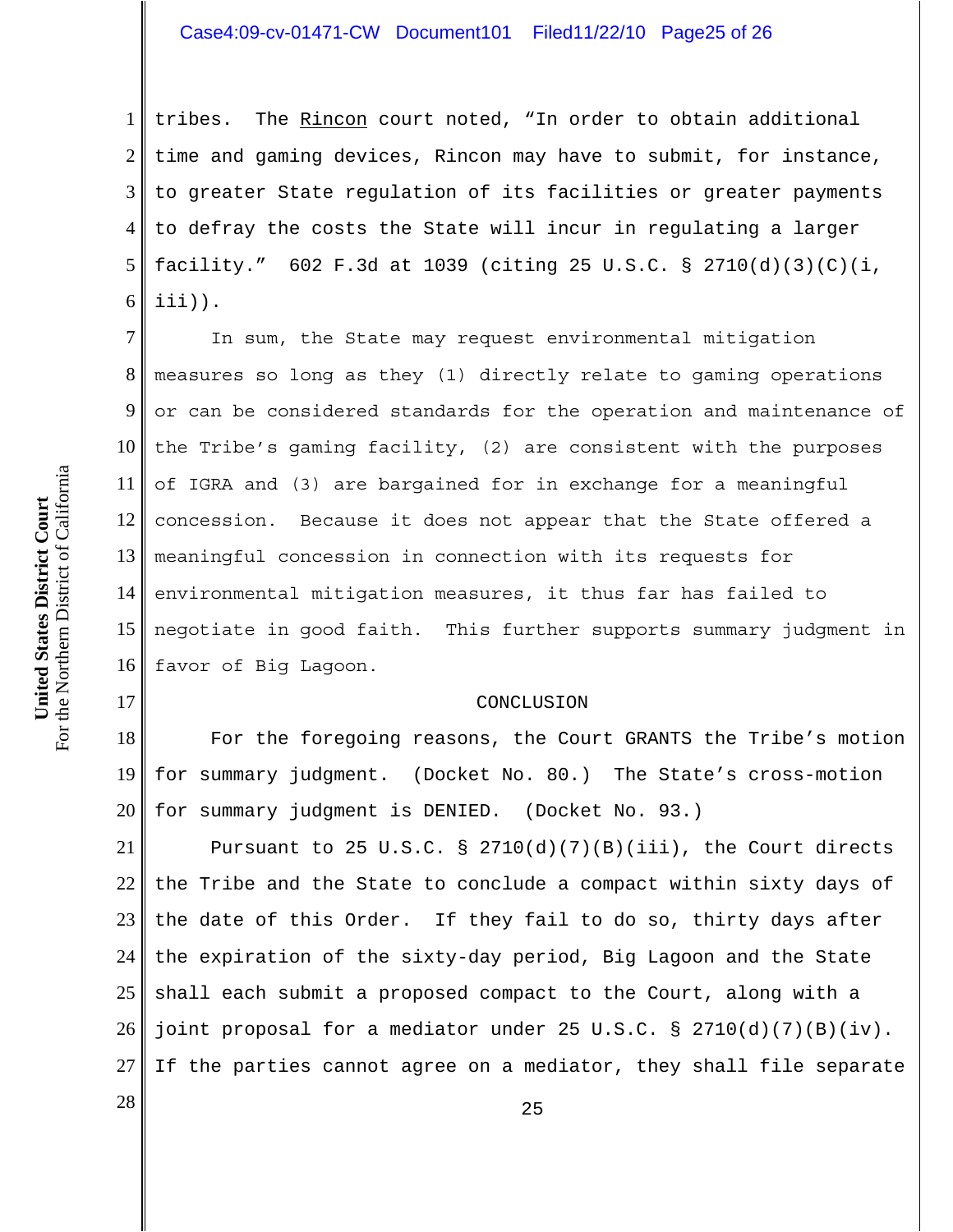tribes. The Rincon court noted, "In order to obtain additional time and gaming devices, Rincon may have to submit, for instance, to greater State regulation of its facilities or greater payments to defray the costs the State will incur in regulating a larger facility." 602 F.3d at 1039 (citing 25 U.S.C. § 2710(d)(3)(C)(i, iii)).

In sum, the State may request environmental mitigation measures so long as they (1) directly relate to gaming operations or can be considered standards for the operation and maintenance of the Tribe's gaming facility, (2) are consistent with the purposes of IGRA and (3) are bargained for in exchange for a meaningful concession. Because it does not appear that the State offered a meaningful concession in connection with its requests for environmental mitigation measures, it thus far has failed to negotiate in good faith. This further supports summary judgment in favor of Big Lagoon.

## CONCLUSION

For the foregoing reasons, the Court GRANTS the Tribe's motion for summary judgment. (Docket No. 80.) The State's cross-motion for summary judgment is DENIED. (Docket No. 93.)

Pursuant to 25 U.S.C. § 2710(d)(7)(B)(iii), the Court directs the Tribe and the State to conclude a compact within sixty days of the date of this Order. If they fail to do so, thirty days after the expiration of the sixty-day period, Big Lagoon and the State shall each submit a proposed compact to the Court, along with a joint proposal for a mediator under 25 U.S.C. § 2710(d)(7)(B)(iv). If the parties cannot agree on a mediator, they shall file separate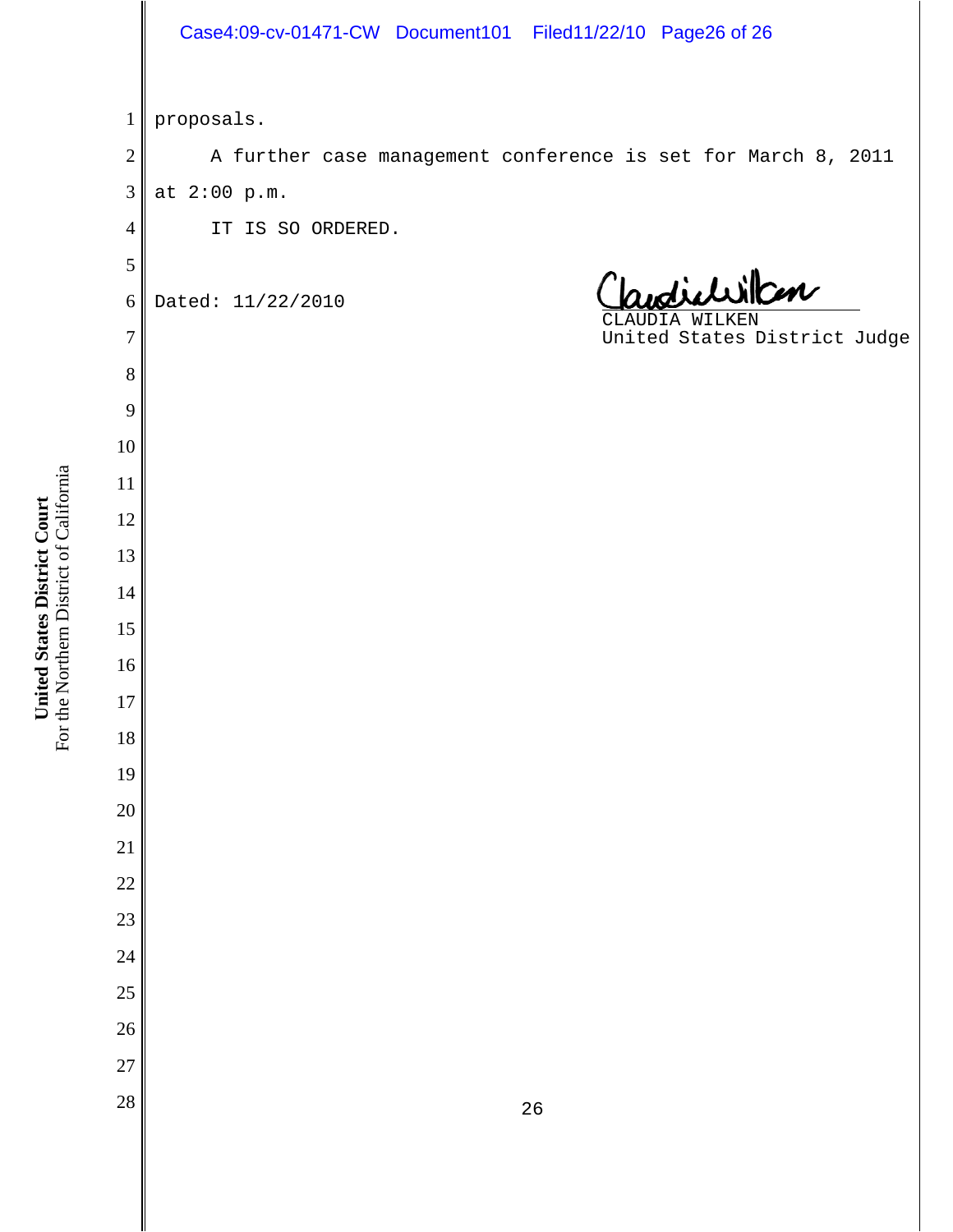proposals.

A further case management conference is set for March 8, 2011 at 2:00 p.m.

IT IS SO ORDERED.

Dated: 11/22/2010

CLAUDIA WILKEN
United States District Judge